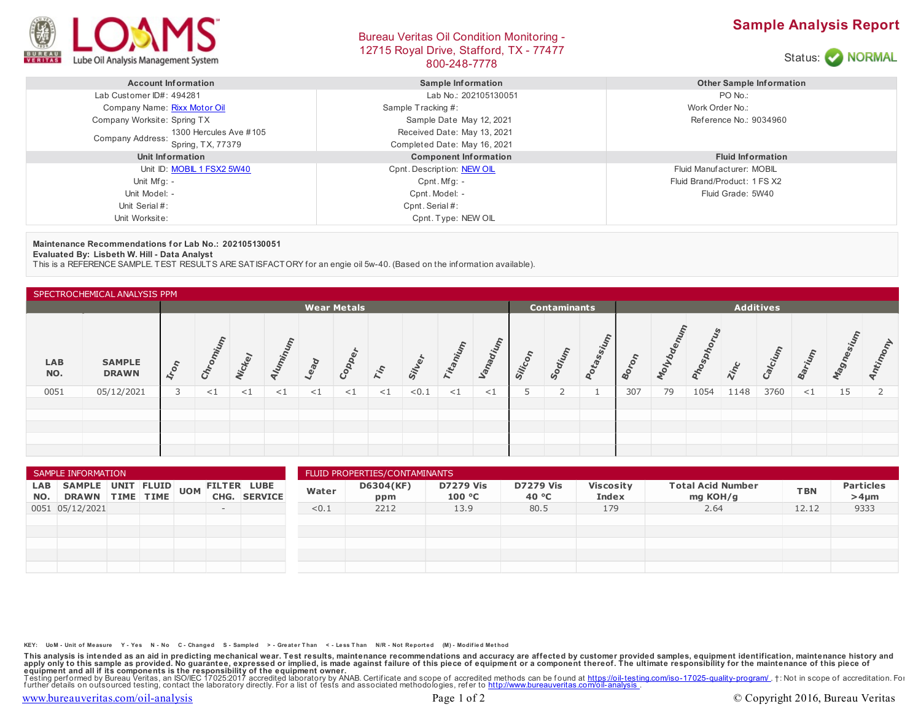# Sample Analysis Report

Bureau Veritas Oil Condition Monitoring - 12715 Royal Drive, Stafford, TX - 77477
800-248-7778

LOAMS Lube Oil Analysis Management System

Status: NORMAL

| Account Information | | Sample Information | | Other Sample Information | |
|---|---|---|---|---|---|
| Lab Customer ID#: | 494281 | Lab No.: | 202105130051 | PO No.: | |
| Company Name: | Rixx Motor Oil | Sample Tracking #: | | Work Order No.: | |
| Company Worksite: | Spring TX | Sample Date | May 12, 2021 | Reference No.: | 9034960 |
| Company Address: | 1300 Hercules Ave #105 Spring, TX, 77379 | Received Date: | May 13, 2021 | | |
| | | Completed Date: | May 16, 2021 | | |

| Unit Information | | Component Information | | Fluid Information | |
|---|---|---|---|---|---|
| Unit ID: | MOBIL 1 FSX2 5W40 | Cpnt. Description: | NEW OIL | Fluid Manufacturer: | MOBIL |
| Unit Mfg: | - | Cpnt. Mfg: | - | Fluid Brand/Product: | 1 FS X2 |
| Unit Model: | - | Cpnt. Model: | - | Fluid Grade: | 5W40 |
| Unit Serial #: | | Cpnt. Serial #: | | | |
| Unit Worksite: | | Cpnt. Type: | NEW OIL | | |

**Maintenance Recommendations for Lab No.: 202105130051**
**Evaluated By: Lisbeth W. Hill - Data Analyst**
This is a REFERENCE SAMPLE. TEST RESULTS ARE SATISFACTORY for an engie oil 5w-40. (Based on the information available).

## SPECTROCHEMICAL ANALYSIS PPM

| | | Wear Metals | | | | | | | | | | Contaminants | | | Additives | | | | | | | |
|---|---|---|---|---|---|---|---|---|---|---|---|---|---|---|---|---|---|---|---|---|---|---|
| LAB NO. | SAMPLE DRAWN | Iron | Chromium | Nickel | Aluminum | Lead | Copper | Tin | Silver | Titanium | Vanadium | Silicon | Sodium | Potassium | Boron | Molybdenum | Phosphorus | Zinc | Calcium | Barium | Magnesium | Antimony |
| 0051 | 05/12/2021 | 3 | <1 | <1 | <1 | <1 | <1 | <1 | <0.1 | <1 | <1 | 5 | 2 | 1 | 307 | 79 | 1054 | 1148 | 3760 | <1 | 15 | 2 |

## SAMPLE INFORMATION

| LAB NO. | SAMPLE DRAWN | UNIT TIME | FLUID TIME | UOM | FILTER CHG. | LUBE SERVICE |
|---|---|---|---|---|---|---|
| 0051 | 05/12/2021 | | | | - | |

## FLUID PROPERTIES/CONTAMINANTS

| Water | D6304(KF) ppm | D7279 Vis 100 °C | D7279 Vis 40 °C | Viscosity Index | Total Acid Number mg KOH/g | TBN | Particles >4µm |
|---|---|---|---|---|---|---|---|
| <0.1 | 2212 | 13.9 | 80.5 | 179 | 2.64 | 12.12 | 9333 |

KEY: UoM - Unit of Measure Y - Yes N - No C - Changed S - Sampled > - Greater Than < - Less Than N/R - Not Reported (M) - Modified Method

**This analysis is intended as an aid in predicting mechanical wear. Test results, maintenance recommendations and accuracy are affected by customer provided samples, equipment identification, maintenance history and apply only to this sample as provided. No guarantee, expressed or implied, is made against failure of this piece of equipment or a component thereof. The ultimate responsibility for the maintenance of this piece of equipment and all if its components is the responsibility of the equipment owner.**
Testing performed by Bureau Veritas, an ISO/IEC 17025:2017 accredited laboratory by ANAB. Certificate and scope of accredited methods can be found at https://oil-testing.com/iso-17025-quality-program/ . †: Not in scope of accreditation. For further details on outsourced testing, contact the laboratory directly. For a list of tests and associated methodologies, refer to http://www.bureauveritas.com/oil-analysis .

www.bureauveritas.com/oil-analysis

© Copyright 2016, Bureau Veritas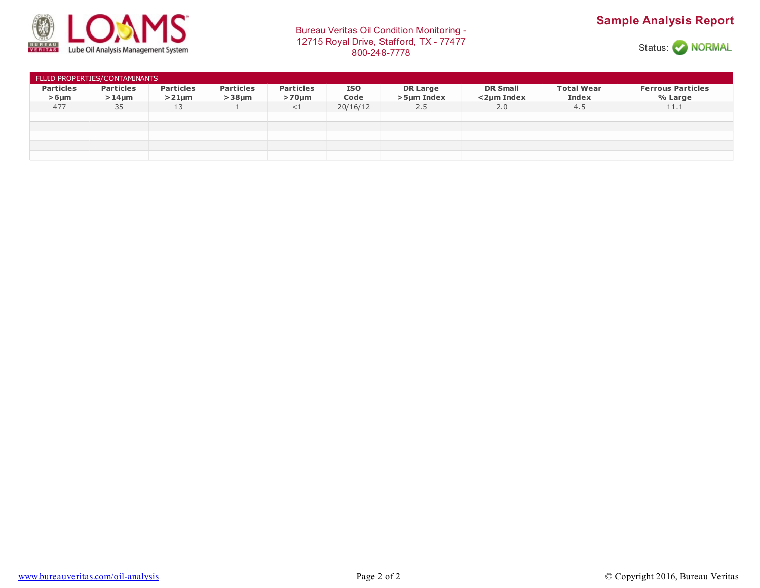**Sample Analysis Report**

Bureau Veritas Oil Condition Monitoring -
12715 Royal Drive, Stafford, TX - 77477
800-248-7778

Status: NORMAL

**FLUID PROPERTIES/CONTAMINANTS**

| Particles >6μm | Particles >14μm | Particles >21μm | Particles >38μm | Particles >70μm | ISO Code | DR Large >5μm Index | DR Small <2μm Index | Total Wear Index | Ferrous Particles % Large |
|---|---|---|---|---|---|---|---|---|---|
| 477 | 35 | 13 | 1 | <1 | 20/16/12 | 2.5 | 2.0 | 4.5 | 11.1 |
| | | | | | | | | | |
| | | | | | | | | | |
| | | | | | | | | | |
| | | | | | | | | | |
| | | | | | | | | | |

www.bureauveritas.com/oil-analysis

© Copyright 2016, Bureau Veritas